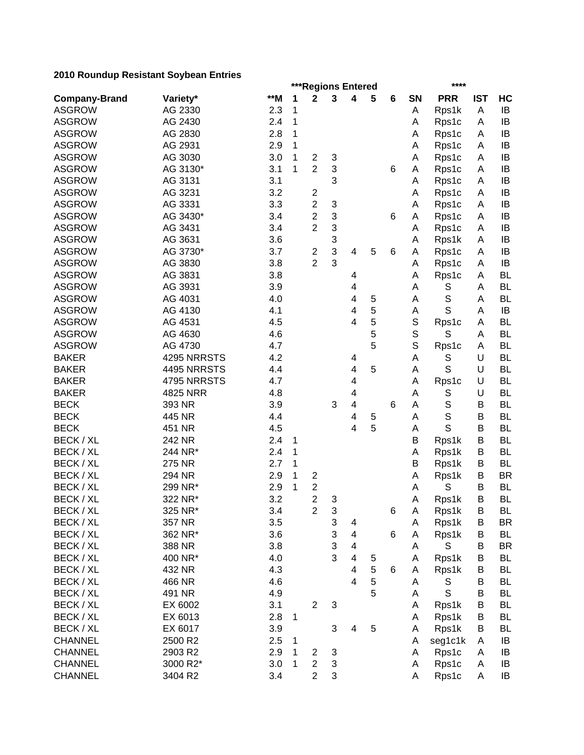**2010 Roundup Resistant Soybean Entries**

| Company-Brand | Variety* | **M | ***Regions Entered | | | | | | SN | **** PRR | IST | HC |
|---|---|---|---|---|---|---|---|---|---|---|---|---|
| | | | 1 | 2 | 3 | 4 | 5 | 6 | | | | |
| ASGROW | AG 2330 | 2.3 | 1 | | | | | | A | Rps1k | A | IB |
| ASGROW | AG 2430 | 2.4 | 1 | | | | | | A | Rps1c | A | IB |
| ASGROW | AG 2830 | 2.8 | 1 | | | | | | A | Rps1c | A | IB |
| ASGROW | AG 2931 | 2.9 | 1 | | | | | | A | Rps1c | A | IB |
| ASGROW | AG 3030 | 3.0 | 1 | 2 | 3 | | | | A | Rps1c | A | IB |
| ASGROW | AG 3130* | 3.1 | 1 | 2 | 3 | | | 6 | A | Rps1c | A | IB |
| ASGROW | AG 3131 | 3.1 | | | 3 | | | | A | Rps1c | A | IB |
| ASGROW | AG 3231 | 3.2 | | 2 | | | | | A | Rps1c | A | IB |
| ASGROW | AG 3331 | 3.3 | | 2 | 3 | | | | A | Rps1c | A | IB |
| ASGROW | AG 3430* | 3.4 | | 2 | 3 | | | 6 | A | Rps1c | A | IB |
| ASGROW | AG 3431 | 3.4 | | 2 | 3 | | | | A | Rps1c | A | IB |
| ASGROW | AG 3631 | 3.6 | | | 3 | | | | A | Rps1k | A | IB |
| ASGROW | AG 3730* | 3.7 | | 2 | 3 | 4 | 5 | 6 | A | Rps1c | A | IB |
| ASGROW | AG 3830 | 3.8 | | 2 | 3 | | | | A | Rps1c | A | IB |
| ASGROW | AG 3831 | 3.8 | | | | 4 | | | A | Rps1c | A | BL |
| ASGROW | AG 3931 | 3.9 | | | | 4 | | | A | S | A | BL |
| ASGROW | AG 4031 | 4.0 | | | | 4 | 5 | | A | S | A | BL |
| ASGROW | AG 4130 | 4.1 | | | | 4 | 5 | | A | S | A | IB |
| ASGROW | AG 4531 | 4.5 | | | | 4 | 5 | | S | Rps1c | A | BL |
| ASGROW | AG 4630 | 4.6 | | | | | 5 | | S | S | A | BL |
| ASGROW | AG 4730 | 4.7 | | | | | 5 | | S | Rps1c | A | BL |
| BAKER | 4295 NRRSTS | 4.2 | | | | 4 | | | A | S | U | BL |
| BAKER | 4495 NRRSTS | 4.4 | | | | 4 | 5 | | A | S | U | BL |
| BAKER | 4795 NRRSTS | 4.7 | | | | 4 | | | A | Rps1c | U | BL |
| BAKER | 4825 NRR | 4.8 | | | | 4 | | | A | S | U | BL |
| BECK | 393 NR | 3.9 | | | 3 | 4 | | 6 | A | S | B | BL |
| BECK | 445 NR | 4.4 | | | | 4 | 5 | | A | S | B | BL |
| BECK | 451 NR | 4.5 | | | | 4 | 5 | | A | S | B | BL |
| BECK / XL | 242 NR | 2.4 | 1 | | | | | | B | Rps1k | B | BL |
| BECK / XL | 244 NR* | 2.4 | 1 | | | | | | A | Rps1k | B | BL |
| BECK / XL | 275 NR | 2.7 | 1 | | | | | | B | Rps1k | B | BL |
| BECK / XL | 294 NR | 2.9 | 1 | 2 | | | | | A | Rps1k | B | BR |
| BECK / XL | 299 NR* | 2.9 | 1 | 2 | | | | | A | S | B | BL |
| BECK / XL | 322 NR* | 3.2 | | 2 | 3 | | | | A | Rps1k | B | BL |
| BECK / XL | 325 NR* | 3.4 | | 2 | 3 | | | 6 | A | Rps1k | B | BL |
| BECK / XL | 357 NR | 3.5 | | | 3 | 4 | | | A | Rps1k | B | BR |
| BECK / XL | 362 NR* | 3.6 | | | 3 | 4 | | 6 | A | Rps1k | B | BL |
| BECK / XL | 388 NR | 3.8 | | | 3 | 4 | | | A | S | B | BR |
| BECK / XL | 400 NR* | 4.0 | | | 3 | 4 | 5 | | A | Rps1k | B | BL |
| BECK / XL | 432 NR | 4.3 | | | | 4 | 5 | 6 | A | Rps1k | B | BL |
| BECK / XL | 466 NR | 4.6 | | | | 4 | 5 | | A | S | B | BL |
| BECK / XL | 491 NR | 4.9 | | | | | 5 | | A | S | B | BL |
| BECK / XL | EX 6002 | 3.1 | | 2 | 3 | | | | A | Rps1k | B | BL |
| BECK / XL | EX 6013 | 2.8 | 1 | | | | | | A | Rps1k | B | BL |
| BECK / XL | EX 6017 | 3.9 | | | 3 | 4 | 5 | | A | Rps1k | B | BL |
| CHANNEL | 2500 R2 | 2.5 | 1 | | | | | | A | seg1c1k | A | IB |
| CHANNEL | 2903 R2 | 2.9 | 1 | 2 | 3 | | | | A | Rps1c | A | IB |
| CHANNEL | 3000 R2* | 3.0 | 1 | 2 | 3 | | | | A | Rps1c | A | IB |
| CHANNEL | 3404 R2 | 3.4 | | 2 | 3 | | | | A | Rps1c | A | IB |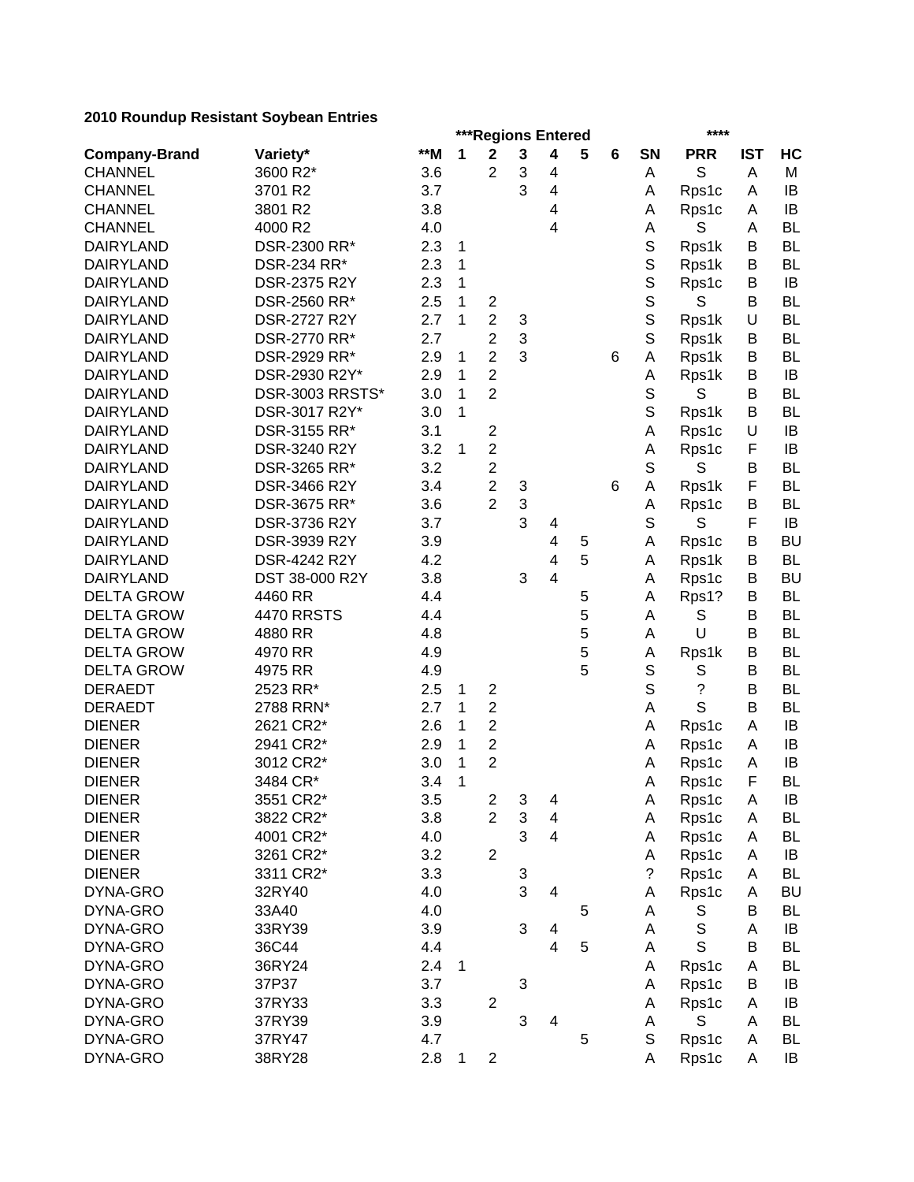## 2010 Roundup Resistant Soybean Entries

| Company-Brand | Variety* | **M | ***Regions Entered 1 | 2 | 3 | 4 | 5 | 6 | SN | **** PRR | IST | HC |
|---|---|---|---|---|---|---|---|---|---|---|---|---|
| CHANNEL | 3600 R2* | 3.6 | | 2 | 3 | 4 | | | A | S | A | M |
| CHANNEL | 3701 R2 | 3.7 | | | 3 | 4 | | | A | Rps1c | A | IB |
| CHANNEL | 3801 R2 | 3.8 | | | | 4 | | | A | Rps1c | A | IB |
| CHANNEL | 4000 R2 | 4.0 | | | | 4 | | | A | S | A | BL |
| DAIRYLAND | DSR-2300 RR* | 2.3 | 1 | | | | | | S | Rps1k | B | BL |
| DAIRYLAND | DSR-234 RR* | 2.3 | 1 | | | | | | S | Rps1k | B | BL |
| DAIRYLAND | DSR-2375 R2Y | 2.3 | 1 | | | | | | S | Rps1c | B | IB |
| DAIRYLAND | DSR-2560 RR* | 2.5 | 1 | 2 | | | | | S | S | B | BL |
| DAIRYLAND | DSR-2727 R2Y | 2.7 | 1 | 2 | 3 | | | | S | Rps1k | U | BL |
| DAIRYLAND | DSR-2770 RR* | 2.7 | | 2 | 3 | | | | S | Rps1k | B | BL |
| DAIRYLAND | DSR-2929 RR* | 2.9 | 1 | 2 | 3 | | | 6 | A | Rps1k | B | BL |
| DAIRYLAND | DSR-2930 R2Y* | 2.9 | 1 | 2 | | | | | A | Rps1k | B | IB |
| DAIRYLAND | DSR-3003 RRSTS* | 3.0 | 1 | 2 | | | | | S | S | B | BL |
| DAIRYLAND | DSR-3017 R2Y* | 3.0 | 1 | | | | | | S | Rps1k | B | BL |
| DAIRYLAND | DSR-3155 RR* | 3.1 | | 2 | | | | | A | Rps1c | U | IB |
| DAIRYLAND | DSR-3240 R2Y | 3.2 | 1 | 2 | | | | | A | Rps1c | F | IB |
| DAIRYLAND | DSR-3265 RR* | 3.2 | | 2 | | | | | S | S | B | BL |
| DAIRYLAND | DSR-3466 R2Y | 3.4 | | 2 | 3 | | | 6 | A | Rps1k | F | BL |
| DAIRYLAND | DSR-3675 RR* | 3.6 | | 2 | 3 | | | | A | Rps1c | B | BL |
| DAIRYLAND | DSR-3736 R2Y | 3.7 | | | 3 | 4 | | | S | S | F | IB |
| DAIRYLAND | DSR-3939 R2Y | 3.9 | | | | 4 | 5 | | A | Rps1c | B | BU |
| DAIRYLAND | DSR-4242 R2Y | 4.2 | | | | 4 | 5 | | A | Rps1k | B | BL |
| DAIRYLAND | DST 38-000 R2Y | 3.8 | | | 3 | 4 | | | A | Rps1c | B | BU |
| DELTA GROW | 4460 RR | 4.4 | | | | | 5 | | A | Rps1? | B | BL |
| DELTA GROW | 4470 RRSTS | 4.4 | | | | | 5 | | A | S | B | BL |
| DELTA GROW | 4880 RR | 4.8 | | | | | 5 | | A | U | B | BL |
| DELTA GROW | 4970 RR | 4.9 | | | | | 5 | | A | Rps1k | B | BL |
| DELTA GROW | 4975 RR | 4.9 | | | | | 5 | | S | S | B | BL |
| DERAEDT | 2523 RR* | 2.5 | 1 | 2 | | | | | S | ? | B | BL |
| DERAEDT | 2788 RRN* | 2.7 | 1 | 2 | | | | | A | S | B | BL |
| DIENER | 2621 CR2* | 2.6 | 1 | 2 | | | | | A | Rps1c | A | IB |
| DIENER | 2941 CR2* | 2.9 | 1 | 2 | | | | | A | Rps1c | A | IB |
| DIENER | 3012 CR2* | 3.0 | 1 | 2 | | | | | A | Rps1c | A | IB |
| DIENER | 3484 CR* | 3.4 | 1 | | | | | | A | Rps1c | F | BL |
| DIENER | 3551 CR2* | 3.5 | | 2 | 3 | 4 | | | A | Rps1c | A | IB |
| DIENER | 3822 CR2* | 3.8 | | 2 | 3 | 4 | | | A | Rps1c | A | BL |
| DIENER | 4001 CR2* | 4.0 | | | 3 | 4 | | | A | Rps1c | A | BL |
| DIENER | 3261 CR2* | 3.2 | | 2 | | | | | A | Rps1c | A | IB |
| DIENER | 3311 CR2* | 3.3 | | | 3 | | | | ? | Rps1c | A | BL |
| DYNA-GRO | 32RY40 | 4.0 | | | 3 | 4 | | | A | Rps1c | A | BU |
| DYNA-GRO | 33A40 | 4.0 | | | | | 5 | | A | S | B | BL |
| DYNA-GRO | 33RY39 | 3.9 | | | 3 | 4 | | | A | S | A | IB |
| DYNA-GRO | 36C44 | 4.4 | | | | 4 | 5 | | A | S | B | BL |
| DYNA-GRO | 36RY24 | 2.4 | 1 | | | | | | A | Rps1c | A | BL |
| DYNA-GRO | 37P37 | 3.7 | | | 3 | | | | A | Rps1c | B | IB |
| DYNA-GRO | 37RY33 | 3.3 | | 2 | | | | | A | Rps1c | A | IB |
| DYNA-GRO | 37RY39 | 3.9 | | | 3 | 4 | | | A | S | A | BL |
| DYNA-GRO | 37RY47 | 4.7 | | | | | 5 | | S | Rps1c | A | BL |
| DYNA-GRO | 38RY28 | 2.8 | 1 | 2 | | | | | A | Rps1c | A | IB |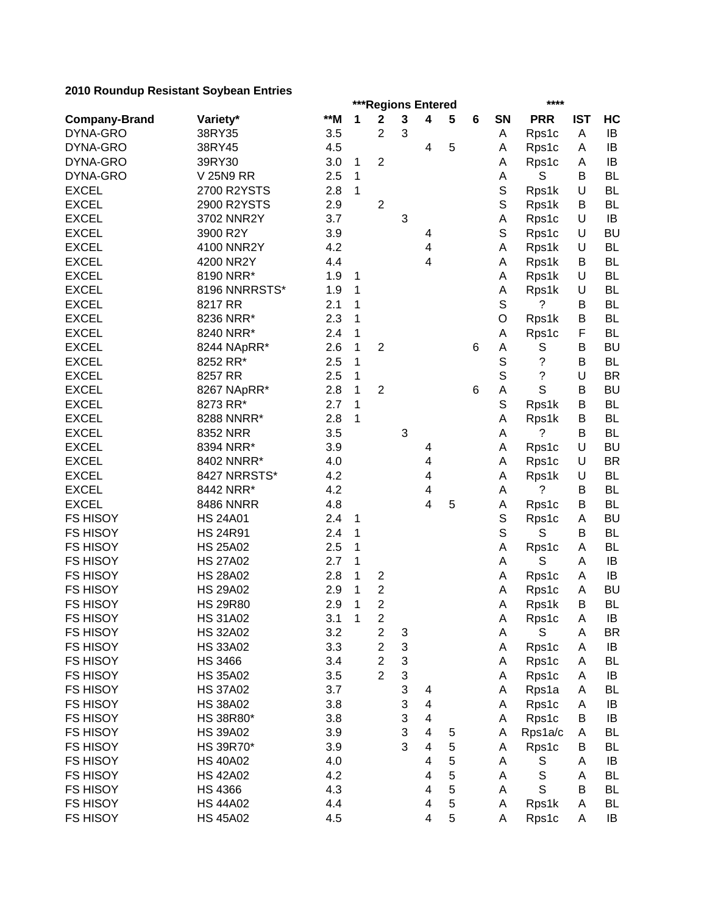**2010 Roundup Resistant Soybean Entries**

| | | | ***Regions Entered | | | | | | | **** | | |
|---|---|---|---|---|---|---|---|---|---|---|---|---|
| **Company-Brand** | **Variety*** | **\*\*M** | **1** | **2** | **3** | **4** | **5** | **6** | **SN** | **PRR** | **IST** | **HC** |
| DYNA-GRO | 38RY35 | 3.5 | | 2 | 3 | | | | A | Rps1c | A | IB |
| DYNA-GRO | 38RY45 | 4.5 | | | | 4 | 5 | | A | Rps1c | A | IB |
| DYNA-GRO | 39RY30 | 3.0 | 1 | 2 | | | | | A | Rps1c | A | IB |
| DYNA-GRO | V 25N9 RR | 2.5 | 1 | | | | | | A | S | B | BL |
| EXCEL | 2700 R2YSTS | 2.8 | 1 | | | | | | S | Rps1k | U | BL |
| EXCEL | 2900 R2YSTS | 2.9 | | 2 | | | | | S | Rps1k | B | BL |
| EXCEL | 3702 NNR2Y | 3.7 | | | 3 | | | | A | Rps1c | U | IB |
| EXCEL | 3900 R2Y | 3.9 | | | | 4 | | | S | Rps1c | U | BU |
| EXCEL | 4100 NNR2Y | 4.2 | | | | 4 | | | A | Rps1k | U | BL |
| EXCEL | 4200 NR2Y | 4.4 | | | | 4 | | | A | Rps1k | B | BL |
| EXCEL | 8190 NRR* | 1.9 | 1 | | | | | | A | Rps1k | U | BL |
| EXCEL | 8196 NNRRSTS* | 1.9 | 1 | | | | | | A | Rps1k | U | BL |
| EXCEL | 8217 RR | 2.1 | 1 | | | | | | S | ? | B | BL |
| EXCEL | 8236 NRR* | 2.3 | 1 | | | | | | O | Rps1k | B | BL |
| EXCEL | 8240 NRR* | 2.4 | 1 | | | | | | A | Rps1c | F | BL |
| EXCEL | 8244 NApRR* | 2.6 | 1 | 2 | | | | 6 | A | S | B | BU |
| EXCEL | 8252 RR* | 2.5 | 1 | | | | | | S | ? | B | BL |
| EXCEL | 8257 RR | 2.5 | 1 | | | | | | S | ? | U | BR |
| EXCEL | 8267 NApRR* | 2.8 | 1 | 2 | | | | 6 | A | S | B | BU |
| EXCEL | 8273 RR* | 2.7 | 1 | | | | | | S | Rps1k | B | BL |
| EXCEL | 8288 NNRR* | 2.8 | 1 | | | | | | A | Rps1k | B | BL |
| EXCEL | 8352 NRR | 3.5 | | | 3 | | | | A | ? | B | BL |
| EXCEL | 8394 NRR* | 3.9 | | | | 4 | | | A | Rps1c | U | BU |
| EXCEL | 8402 NNRR* | 4.0 | | | | 4 | | | A | Rps1c | U | BR |
| EXCEL | 8427 NRRSTS* | 4.2 | | | | 4 | | | A | Rps1k | U | BL |
| EXCEL | 8442 NRR* | 4.2 | | | | 4 | | | A | ? | B | BL |
| EXCEL | 8486 NNRR | 4.8 | | | | 4 | 5 | | A | Rps1c | B | BL |
| FS HISOY | HS 24A01 | 2.4 | 1 | | | | | | S | Rps1c | A | BU |
| FS HISOY | HS 24R91 | 2.4 | 1 | | | | | | S | S | B | BL |
| FS HISOY | HS 25A02 | 2.5 | 1 | | | | | | A | Rps1c | A | BL |
| FS HISOY | HS 27A02 | 2.7 | 1 | | | | | | A | S | A | IB |
| FS HISOY | HS 28A02 | 2.8 | 1 | 2 | | | | | A | Rps1c | A | IB |
| FS HISOY | HS 29A02 | 2.9 | 1 | 2 | | | | | A | Rps1c | A | BU |
| FS HISOY | HS 29R80 | 2.9 | 1 | 2 | | | | | A | Rps1k | B | BL |
| FS HISOY | HS 31A02 | 3.1 | 1 | 2 | | | | | A | Rps1c | A | IB |
| FS HISOY | HS 32A02 | 3.2 | | 2 | 3 | | | | A | S | A | BR |
| FS HISOY | HS 33A02 | 3.3 | | 2 | 3 | | | | A | Rps1c | A | IB |
| FS HISOY | HS 3466 | 3.4 | | 2 | 3 | | | | A | Rps1c | A | BL |
| FS HISOY | HS 35A02 | 3.5 | | 2 | 3 | | | | A | Rps1c | A | IB |
| FS HISOY | HS 37A02 | 3.7 | | | 3 | 4 | | | A | Rps1a | A | BL |
| FS HISOY | HS 38A02 | 3.8 | | | 3 | 4 | | | A | Rps1c | A | IB |
| FS HISOY | HS 38R80* | 3.8 | | | 3 | 4 | | | A | Rps1c | B | IB |
| FS HISOY | HS 39A02 | 3.9 | | | 3 | 4 | 5 | | A | Rps1a/c | A | BL |
| FS HISOY | HS 39R70* | 3.9 | | | 3 | 4 | 5 | | A | Rps1c | B | BL |
| FS HISOY | HS 40A02 | 4.0 | | | | 4 | 5 | | A | S | A | IB |
| FS HISOY | HS 42A02 | 4.2 | | | | 4 | 5 | | A | S | A | BL |
| FS HISOY | HS 4366 | 4.3 | | | | 4 | 5 | | A | S | B | BL |
| FS HISOY | HS 44A02 | 4.4 | | | | 4 | 5 | | A | Rps1k | A | BL |
| FS HISOY | HS 45A02 | 4.5 | | | | 4 | 5 | | A | Rps1c | A | IB |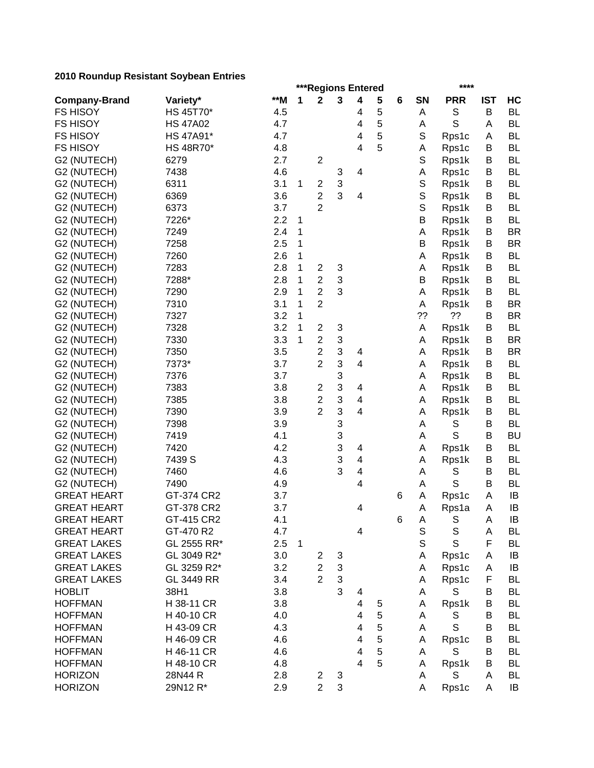## 2010 Roundup Resistant Soybean Entries

| | | | ***Regions Entered | | | | | | | **** | | |
|---|---|---|---|---|---|---|---|---|---|---|---|---|
| **Company-Brand** | **Variety*** | **\*\*M** | **1** | **2** | **3** | **4** | **5** | **6** | **SN** | **PRR** | **IST** | **HC** |
| FS HISOY | HS 45T70* | 4.5 | | | | 4 | 5 | | A | S | B | BL |
| FS HISOY | HS 47A02 | 4.7 | | | | 4 | 5 | | A | S | A | BL |
| FS HISOY | HS 47A91* | 4.7 | | | | 4 | 5 | | S | Rps1c | A | BL |
| FS HISOY | HS 48R70* | 4.8 | | | | 4 | 5 | | A | Rps1c | B | BL |
| G2 (NUTECH) | 6279 | 2.7 | | 2 | | | | | S | Rps1k | B | BL |
| G2 (NUTECH) | 7438 | 4.6 | | | 3 | 4 | | | A | Rps1c | B | BL |
| G2 (NUTECH) | 6311 | 3.1 | 1 | 2 | 3 | | | | S | Rps1k | B | BL |
| G2 (NUTECH) | 6369 | 3.6 | | 2 | 3 | 4 | | | S | Rps1k | B | BL |
| G2 (NUTECH) | 6373 | 3.7 | | 2 | | | | | S | Rps1k | B | BL |
| G2 (NUTECH) | 7226* | 2.2 | 1 | | | | | | B | Rps1k | B | BL |
| G2 (NUTECH) | 7249 | 2.4 | 1 | | | | | | A | Rps1k | B | BR |
| G2 (NUTECH) | 7258 | 2.5 | 1 | | | | | | B | Rps1k | B | BR |
| G2 (NUTECH) | 7260 | 2.6 | 1 | | | | | | A | Rps1k | B | BL |
| G2 (NUTECH) | 7283 | 2.8 | 1 | 2 | 3 | | | | A | Rps1k | B | BL |
| G2 (NUTECH) | 7288* | 2.8 | 1 | 2 | 3 | | | | B | Rps1k | B | BL |
| G2 (NUTECH) | 7290 | 2.9 | 1 | 2 | 3 | | | | A | Rps1k | B | BL |
| G2 (NUTECH) | 7310 | 3.1 | 1 | 2 | | | | | A | Rps1k | B | BR |
| G2 (NUTECH) | 7327 | 3.2 | 1 | | | | | | ?? | ?? | B | BR |
| G2 (NUTECH) | 7328 | 3.2 | 1 | 2 | 3 | | | | A | Rps1k | B | BL |
| G2 (NUTECH) | 7330 | 3.3 | 1 | 2 | 3 | | | | A | Rps1k | B | BR |
| G2 (NUTECH) | 7350 | 3.5 | | 2 | 3 | 4 | | | A | Rps1k | B | BR |
| G2 (NUTECH) | 7373* | 3.7 | | 2 | 3 | 4 | | | A | Rps1k | B | BL |
| G2 (NUTECH) | 7376 | 3.7 | | | 3 | | | | A | Rps1k | B | BL |
| G2 (NUTECH) | 7383 | 3.8 | | 2 | 3 | 4 | | | A | Rps1k | B | BL |
| G2 (NUTECH) | 7385 | 3.8 | | 2 | 3 | 4 | | | A | Rps1k | B | BL |
| G2 (NUTECH) | 7390 | 3.9 | | 2 | 3 | 4 | | | A | Rps1k | B | BL |
| G2 (NUTECH) | 7398 | 3.9 | | | 3 | | | | A | S | B | BL |
| G2 (NUTECH) | 7419 | 4.1 | | | 3 | | | | A | S | B | BU |
| G2 (NUTECH) | 7420 | 4.2 | | | 3 | 4 | | | A | Rps1k | B | BL |
| G2 (NUTECH) | 7439 S | 4.3 | | | 3 | 4 | | | A | Rps1k | B | BL |
| G2 (NUTECH) | 7460 | 4.6 | | | 3 | 4 | | | A | S | B | BL |
| G2 (NUTECH) | 7490 | 4.9 | | | | 4 | | | A | S | B | BL |
| GREAT HEART | GT-374 CR2 | 3.7 | | | | | | 6 | A | Rps1c | A | IB |
| GREAT HEART | GT-378 CR2 | 3.7 | | | | 4 | | | A | Rps1a | A | IB |
| GREAT HEART | GT-415 CR2 | 4.1 | | | | | | 6 | A | S | A | IB |
| GREAT HEART | GT-470 R2 | 4.7 | | | | 4 | | | S | S | A | BL |
| GREAT LAKES | GL 2555 RR* | 2.5 | 1 | | | | | | S | S | F | BL |
| GREAT LAKES | GL 3049 R2* | 3.0 | | 2 | 3 | | | | A | Rps1c | A | IB |
| GREAT LAKES | GL 3259 R2* | 3.2 | | 2 | 3 | | | | A | Rps1c | A | IB |
| GREAT LAKES | GL 3449 RR | 3.4 | | 2 | 3 | | | | A | Rps1c | F | BL |
| HOBLIT | 38H1 | 3.8 | | | 3 | 4 | | | A | S | B | BL |
| HOFFMAN | H 38-11 CR | 3.8 | | | | 4 | 5 | | A | Rps1k | B | BL |
| HOFFMAN | H 40-10 CR | 4.0 | | | | 4 | 5 | | A | S | B | BL |
| HOFFMAN | H 43-09 CR | 4.3 | | | | 4 | 5 | | A | S | B | BL |
| HOFFMAN | H 46-09 CR | 4.6 | | | | 4 | 5 | | A | Rps1c | B | BL |
| HOFFMAN | H 46-11 CR | 4.6 | | | | 4 | 5 | | A | S | B | BL |
| HOFFMAN | H 48-10 CR | 4.8 | | | | 4 | 5 | | A | Rps1k | B | BL |
| HORIZON | 28N44 R | 2.8 | | 2 | 3 | | | | A | S | A | BL |
| HORIZON | 29N12 R* | 2.9 | | 2 | 3 | | | | A | Rps1c | A | IB |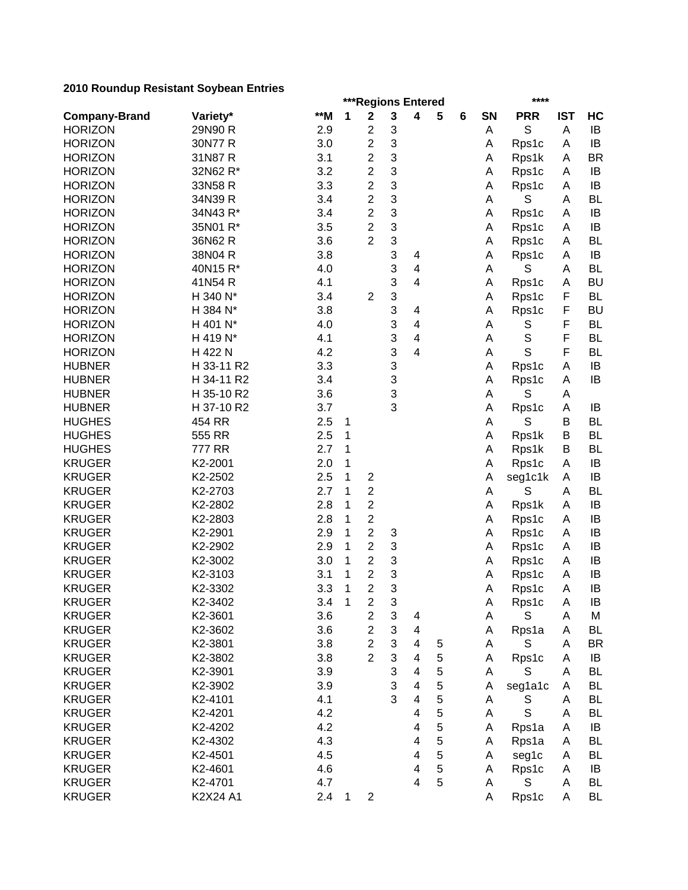**2010 Roundup Resistant Soybean Entries**

| Company-Brand | Variety* | **M | ***Regions Entered | | | | | | SN | **** PRR | IST | HC |
|---|---|---|---|---|---|---|---|---|---|---|---|---|
| | | | 1 | 2 | 3 | 4 | 5 | 6 | | | | |
| HORIZON | 29N90 R | 2.9 | | 2 | 3 | | | | A | S | A | IB |
| HORIZON | 30N77 R | 3.0 | | 2 | 3 | | | | A | Rps1c | A | IB |
| HORIZON | 31N87 R | 3.1 | | 2 | 3 | | | | A | Rps1k | A | BR |
| HORIZON | 32N62 R* | 3.2 | | 2 | 3 | | | | A | Rps1c | A | IB |
| HORIZON | 33N58 R | 3.3 | | 2 | 3 | | | | A | Rps1c | A | IB |
| HORIZON | 34N39 R | 3.4 | | 2 | 3 | | | | A | S | A | BL |
| HORIZON | 34N43 R* | 3.4 | | 2 | 3 | | | | A | Rps1c | A | IB |
| HORIZON | 35N01 R* | 3.5 | | 2 | 3 | | | | A | Rps1c | A | IB |
| HORIZON | 36N62 R | 3.6 | | 2 | 3 | | | | A | Rps1c | A | BL |
| HORIZON | 38N04 R | 3.8 | | | 3 | 4 | | | A | Rps1c | A | IB |
| HORIZON | 40N15 R* | 4.0 | | | 3 | 4 | | | A | S | A | BL |
| HORIZON | 41N54 R | 4.1 | | | 3 | 4 | | | A | Rps1c | A | BU |
| HORIZON | H 340 N* | 3.4 | | 2 | 3 | | | | A | Rps1c | F | BL |
| HORIZON | H 384 N* | 3.8 | | | 3 | 4 | | | A | Rps1c | F | BU |
| HORIZON | H 401 N* | 4.0 | | | 3 | 4 | | | A | S | F | BL |
| HORIZON | H 419 N* | 4.1 | | | 3 | 4 | | | A | S | F | BL |
| HORIZON | H 422 N | 4.2 | | | 3 | 4 | | | A | S | F | BL |
| HUBNER | H 33-11 R2 | 3.3 | | | 3 | | | | A | Rps1c | A | IB |
| HUBNER | H 34-11 R2 | 3.4 | | | 3 | | | | A | Rps1c | A | IB |
| HUBNER | H 35-10 R2 | 3.6 | | | 3 | | | | A | S | A | |
| HUBNER | H 37-10 R2 | 3.7 | | | 3 | | | | A | Rps1c | A | IB |
| HUGHES | 454 RR | 2.5 | 1 | | | | | | A | S | B | BL |
| HUGHES | 555 RR | 2.5 | 1 | | | | | | A | Rps1k | B | BL |
| HUGHES | 777 RR | 2.7 | 1 | | | | | | A | Rps1k | B | BL |
| KRUGER | K2-2001 | 2.0 | 1 | | | | | | A | Rps1c | A | IB |
| KRUGER | K2-2502 | 2.5 | 1 | 2 | | | | | A | seg1c1k | A | IB |
| KRUGER | K2-2703 | 2.7 | 1 | 2 | | | | | A | S | A | BL |
| KRUGER | K2-2802 | 2.8 | 1 | 2 | | | | | A | Rps1k | A | IB |
| KRUGER | K2-2803 | 2.8 | 1 | 2 | | | | | A | Rps1c | A | IB |
| KRUGER | K2-2901 | 2.9 | 1 | 2 | 3 | | | | A | Rps1c | A | IB |
| KRUGER | K2-2902 | 2.9 | 1 | 2 | 3 | | | | A | Rps1c | A | IB |
| KRUGER | K2-3002 | 3.0 | 1 | 2 | 3 | | | | A | Rps1c | A | IB |
| KRUGER | K2-3103 | 3.1 | 1 | 2 | 3 | | | | A | Rps1c | A | IB |
| KRUGER | K2-3302 | 3.3 | 1 | 2 | 3 | | | | A | Rps1c | A | IB |
| KRUGER | K2-3402 | 3.4 | 1 | 2 | 3 | | | | A | Rps1c | A | IB |
| KRUGER | K2-3601 | 3.6 | | 2 | 3 | 4 | | | A | S | A | M |
| KRUGER | K2-3602 | 3.6 | | 2 | 3 | 4 | | | A | Rps1a | A | BL |
| KRUGER | K2-3801 | 3.8 | | 2 | 3 | 4 | 5 | | A | S | A | BR |
| KRUGER | K2-3802 | 3.8 | | 2 | 3 | 4 | 5 | | A | Rps1c | A | IB |
| KRUGER | K2-3901 | 3.9 | | | 3 | 4 | 5 | | A | S | A | BL |
| KRUGER | K2-3902 | 3.9 | | | 3 | 4 | 5 | | A | seg1a1c | A | BL |
| KRUGER | K2-4101 | 4.1 | | | 3 | 4 | 5 | | A | S | A | BL |
| KRUGER | K2-4201 | 4.2 | | | | 4 | 5 | | A | S | A | BL |
| KRUGER | K2-4202 | 4.2 | | | | 4 | 5 | | A | Rps1a | A | IB |
| KRUGER | K2-4302 | 4.3 | | | | 4 | 5 | | A | Rps1a | A | BL |
| KRUGER | K2-4501 | 4.5 | | | | 4 | 5 | | A | seg1c | A | BL |
| KRUGER | K2-4601 | 4.6 | | | | 4 | 5 | | A | Rps1c | A | IB |
| KRUGER | K2-4701 | 4.7 | | | | 4 | 5 | | A | S | A | BL |
| KRUGER | K2X24 A1 | 2.4 | 1 | 2 | | | | | A | Rps1c | A | BL |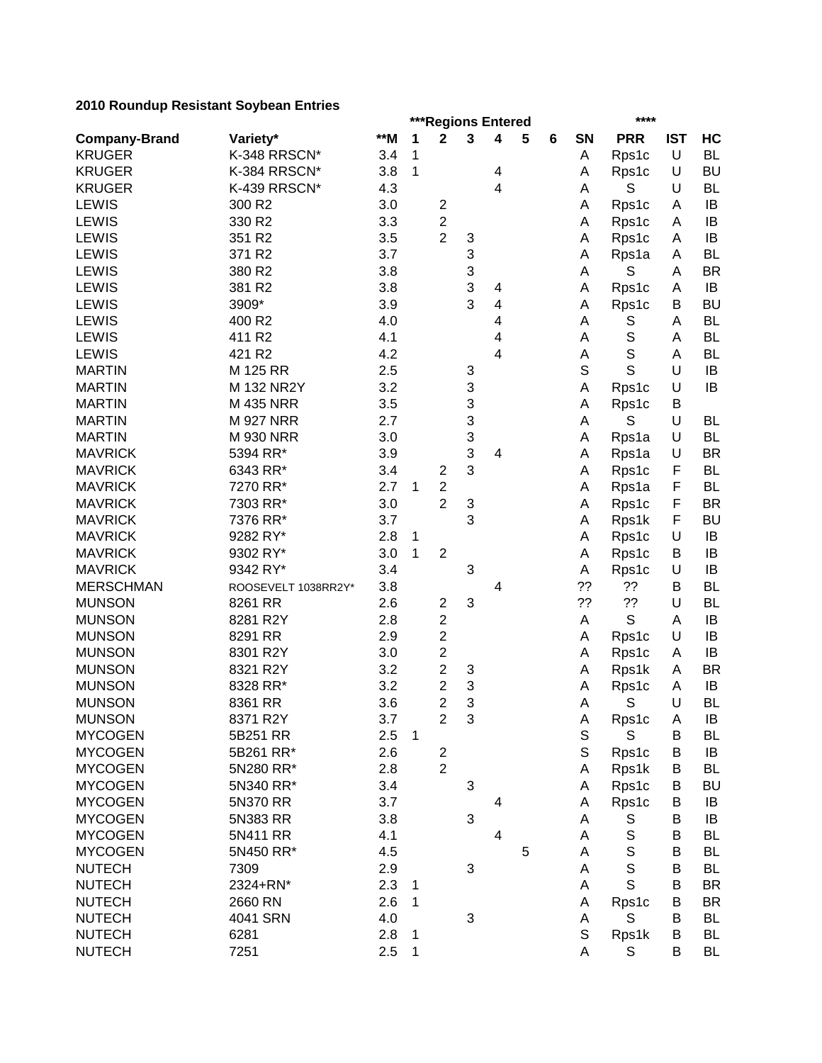**2010 Roundup Resistant Soybean Entries**

| | | | ***Regions Entered | | | | | | | **** | | |
|---|---|---|---|---|---|---|---|---|---|---|---|---|
| **Company-Brand** | **Variety*** | **\*\*M** | **1** | **2** | **3** | **4** | **5** | **6** | **SN** | **PRR** | **IST** | **HC** |
| KRUGER | K-348 RRSCN* | 3.4 | 1 | | | | | | A | Rps1c | U | BL |
| KRUGER | K-384 RRSCN* | 3.8 | 1 | | | 4 | | | A | Rps1c | U | BU |
| KRUGER | K-439 RRSCN* | 4.3 | | | | 4 | | | A | S | U | BL |
| LEWIS | 300 R2 | 3.0 | | 2 | | | | | A | Rps1c | A | IB |
| LEWIS | 330 R2 | 3.3 | | 2 | | | | | A | Rps1c | A | IB |
| LEWIS | 351 R2 | 3.5 | | 2 | 3 | | | | A | Rps1c | A | IB |
| LEWIS | 371 R2 | 3.7 | | | 3 | | | | A | Rps1a | A | BL |
| LEWIS | 380 R2 | 3.8 | | | 3 | | | | A | S | A | BR |
| LEWIS | 381 R2 | 3.8 | | | 3 | 4 | | | A | Rps1c | A | IB |
| LEWIS | 3909* | 3.9 | | | 3 | 4 | | | A | Rps1c | B | BU |
| LEWIS | 400 R2 | 4.0 | | | | 4 | | | A | S | A | BL |
| LEWIS | 411 R2 | 4.1 | | | | 4 | | | A | S | A | BL |
| LEWIS | 421 R2 | 4.2 | | | | 4 | | | A | S | A | BL |
| MARTIN | M 125 RR | 2.5 | | | 3 | | | | S | S | U | IB |
| MARTIN | M 132 NR2Y | 3.2 | | | 3 | | | | A | Rps1c | U | IB |
| MARTIN | M 435 NRR | 3.5 | | | 3 | | | | A | Rps1c | B | |
| MARTIN | M 927 NRR | 2.7 | | | 3 | | | | A | S | U | BL |
| MARTIN | M 930 NRR | 3.0 | | | 3 | | | | A | Rps1a | U | BL |
| MAVRICK | 5394 RR* | 3.9 | | | 3 | 4 | | | A | Rps1a | U | BR |
| MAVRICK | 6343 RR* | 3.4 | | 2 | 3 | | | | A | Rps1c | F | BL |
| MAVRICK | 7270 RR* | 2.7 | 1 | 2 | | | | | A | Rps1a | F | BL |
| MAVRICK | 7303 RR* | 3.0 | | 2 | 3 | | | | A | Rps1c | F | BR |
| MAVRICK | 7376 RR* | 3.7 | | | 3 | | | | A | Rps1k | F | BU |
| MAVRICK | 9282 RY* | 2.8 | 1 | | | | | | A | Rps1c | U | IB |
| MAVRICK | 9302 RY* | 3.0 | 1 | 2 | | | | | A | Rps1c | B | IB |
| MAVRICK | 9342 RY* | 3.4 | | | 3 | | | | A | Rps1c | U | IB |
| MERSCHMAN | ROOSEVELT 1038RR2Y* | 3.8 | | | | 4 | | | ?? | ?? | B | BL |
| MUNSON | 8261 RR | 2.6 | | 2 | 3 | | | | ?? | ?? | U | BL |
| MUNSON | 8281 R2Y | 2.8 | | 2 | | | | | A | S | A | IB |
| MUNSON | 8291 RR | 2.9 | | 2 | | | | | A | Rps1c | U | IB |
| MUNSON | 8301 R2Y | 3.0 | | 2 | | | | | A | Rps1c | A | IB |
| MUNSON | 8321 R2Y | 3.2 | | 2 | 3 | | | | A | Rps1k | A | BR |
| MUNSON | 8328 RR* | 3.2 | | 2 | 3 | | | | A | Rps1c | A | IB |
| MUNSON | 8361 RR | 3.6 | | 2 | 3 | | | | A | S | U | BL |
| MUNSON | 8371 R2Y | 3.7 | | 2 | 3 | | | | A | Rps1c | A | IB |
| MYCOGEN | 5B251 RR | 2.5 | 1 | | | | | | S | S | B | BL |
| MYCOGEN | 5B261 RR* | 2.6 | | 2 | | | | | S | Rps1c | B | IB |
| MYCOGEN | 5N280 RR* | 2.8 | | 2 | | | | | A | Rps1k | B | BL |
| MYCOGEN | 5N340 RR* | 3.4 | | | 3 | | | | A | Rps1c | B | BU |
| MYCOGEN | 5N370 RR | 3.7 | | | | 4 | | | A | Rps1c | B | IB |
| MYCOGEN | 5N383 RR | 3.8 | | | 3 | | | | A | S | B | IB |
| MYCOGEN | 5N411 RR | 4.1 | | | | 4 | | | A | S | B | BL |
| MYCOGEN | 5N450 RR* | 4.5 | | | | | 5 | | A | S | B | BL |
| NUTECH | 7309 | 2.9 | | | 3 | | | | A | S | B | BL |
| NUTECH | 2324+RN* | 2.3 | 1 | | | | | | A | S | B | BR |
| NUTECH | 2660 RN | 2.6 | 1 | | | | | | A | Rps1c | B | BR |
| NUTECH | 4041 SRN | 4.0 | | | 3 | | | | A | S | B | BL |
| NUTECH | 6281 | 2.8 | 1 | | | | | | S | Rps1k | B | BL |
| NUTECH | 7251 | 2.5 | 1 | | | | | | A | S | B | BL |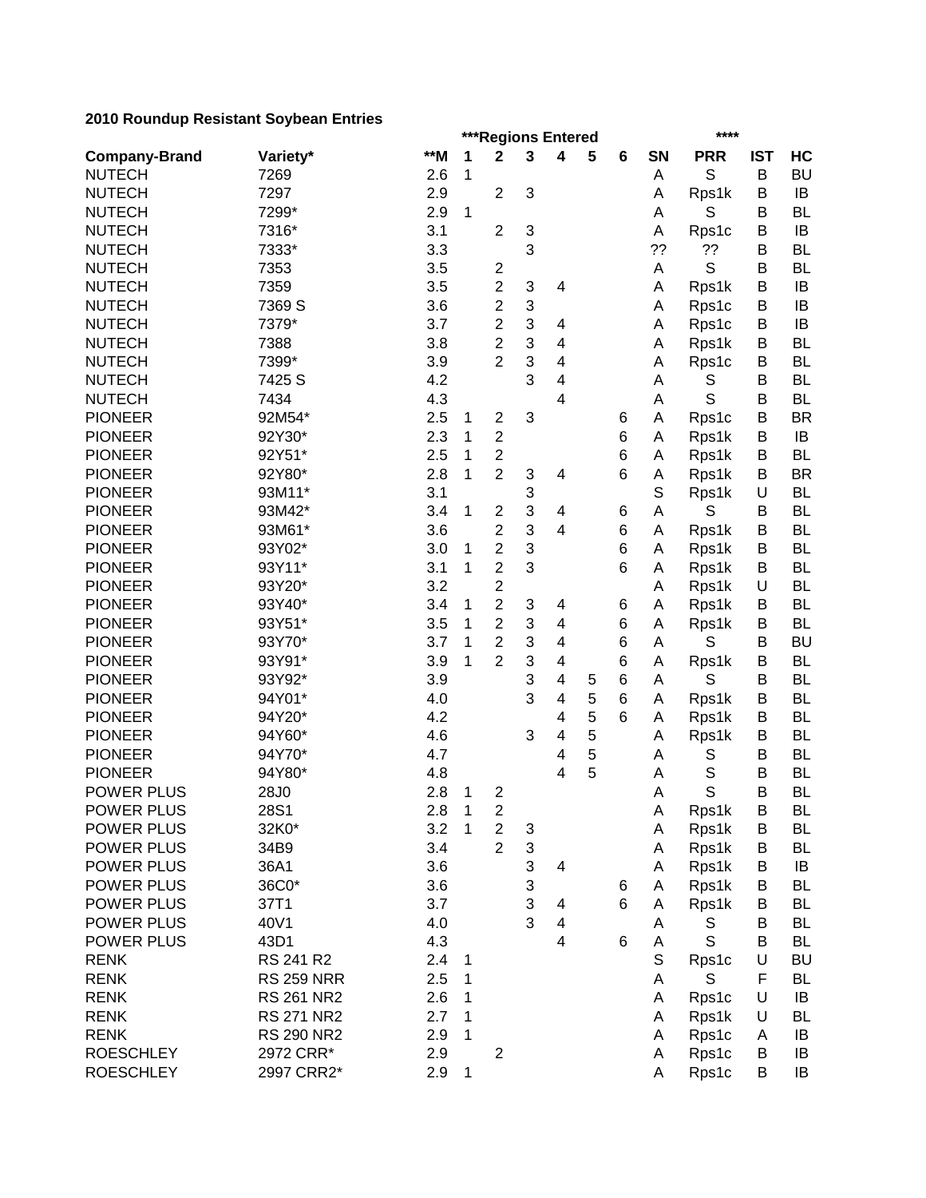**2010 Roundup Resistant Soybean Entries**

| | | | ***Regions Entered | | | | | | | **** | | |
|---|---|---|---|---|---|---|---|---|---|---|---|---|
| **Company-Brand** | **Variety*** | **\*\*M** | **1** | **2** | **3** | **4** | **5** | **6** | **SN** | **PRR** | **IST** | **HC** |
| NUTECH | 7269 | 2.6 | 1 | | | | | | A | S | B | BU |
| NUTECH | 7297 | 2.9 | | 2 | 3 | | | | A | Rps1k | B | IB |
| NUTECH | 7299* | 2.9 | 1 | | | | | | A | S | B | BL |
| NUTECH | 7316* | 3.1 | | 2 | 3 | | | | A | Rps1c | B | IB |
| NUTECH | 7333* | 3.3 | | | 3 | | | | ?? | ?? | B | BL |
| NUTECH | 7353 | 3.5 | | 2 | | | | | A | S | B | BL |
| NUTECH | 7359 | 3.5 | | 2 | 3 | 4 | | | A | Rps1k | B | IB |
| NUTECH | 7369 S | 3.6 | | 2 | 3 | | | | A | Rps1c | B | IB |
| NUTECH | 7379* | 3.7 | | 2 | 3 | 4 | | | A | Rps1c | B | IB |
| NUTECH | 7388 | 3.8 | | 2 | 3 | 4 | | | A | Rps1k | B | BL |
| NUTECH | 7399* | 3.9 | | 2 | 3 | 4 | | | A | Rps1c | B | BL |
| NUTECH | 7425 S | 4.2 | | | 3 | 4 | | | A | S | B | BL |
| NUTECH | 7434 | 4.3 | | | | 4 | | | A | S | B | BL |
| PIONEER | 92M54* | 2.5 | 1 | 2 | 3 | | | 6 | A | Rps1c | B | BR |
| PIONEER | 92Y30* | 2.3 | 1 | 2 | | | | 6 | A | Rps1k | B | IB |
| PIONEER | 92Y51* | 2.5 | 1 | 2 | | | | 6 | A | Rps1k | B | BL |
| PIONEER | 92Y80* | 2.8 | 1 | 2 | 3 | 4 | | 6 | A | Rps1k | B | BR |
| PIONEER | 93M11* | 3.1 | | | 3 | | | | S | Rps1k | U | BL |
| PIONEER | 93M42* | 3.4 | 1 | 2 | 3 | 4 | | 6 | A | S | B | BL |
| PIONEER | 93M61* | 3.6 | | 2 | 3 | 4 | | 6 | A | Rps1k | B | BL |
| PIONEER | 93Y02* | 3.0 | 1 | 2 | 3 | | | 6 | A | Rps1k | B | BL |
| PIONEER | 93Y11* | 3.1 | 1 | 2 | 3 | | | 6 | A | Rps1k | B | BL |
| PIONEER | 93Y20* | 3.2 | | 2 | | | | | A | Rps1k | U | BL |
| PIONEER | 93Y40* | 3.4 | 1 | 2 | 3 | 4 | | 6 | A | Rps1k | B | BL |
| PIONEER | 93Y51* | 3.5 | 1 | 2 | 3 | 4 | | 6 | A | Rps1k | B | BL |
| PIONEER | 93Y70* | 3.7 | 1 | 2 | 3 | 4 | | 6 | A | S | B | BU |
| PIONEER | 93Y91* | 3.9 | 1 | 2 | 3 | 4 | | 6 | A | Rps1k | B | BL |
| PIONEER | 93Y92* | 3.9 | | | 3 | 4 | 5 | 6 | A | S | B | BL |
| PIONEER | 94Y01* | 4.0 | | | 3 | 4 | 5 | 6 | A | Rps1k | B | BL |
| PIONEER | 94Y20* | 4.2 | | | | 4 | 5 | 6 | A | Rps1k | B | BL |
| PIONEER | 94Y60* | 4.6 | | | 3 | 4 | 5 | | A | Rps1k | B | BL |
| PIONEER | 94Y70* | 4.7 | | | | 4 | 5 | | A | S | B | BL |
| PIONEER | 94Y80* | 4.8 | | | | 4 | 5 | | A | S | B | BL |
| POWER PLUS | 28J0 | 2.8 | 1 | 2 | | | | | A | S | B | BL |
| POWER PLUS | 28S1 | 2.8 | 1 | 2 | | | | | A | Rps1k | B | BL |
| POWER PLUS | 32K0* | 3.2 | 1 | 2 | 3 | | | | A | Rps1k | B | BL |
| POWER PLUS | 34B9 | 3.4 | | 2 | 3 | | | | A | Rps1k | B | BL |
| POWER PLUS | 36A1 | 3.6 | | | 3 | 4 | | | A | Rps1k | B | IB |
| POWER PLUS | 36C0* | 3.6 | | | 3 | | | 6 | A | Rps1k | B | BL |
| POWER PLUS | 37T1 | 3.7 | | | 3 | 4 | | 6 | A | Rps1k | B | BL |
| POWER PLUS | 40V1 | 4.0 | | | 3 | 4 | | | A | S | B | BL |
| POWER PLUS | 43D1 | 4.3 | | | | 4 | | 6 | A | S | B | BL |
| RENK | RS 241 R2 | 2.4 | 1 | | | | | | S | Rps1c | U | BU |
| RENK | RS 259 NRR | 2.5 | 1 | | | | | | A | S | F | BL |
| RENK | RS 261 NR2 | 2.6 | 1 | | | | | | A | Rps1c | U | IB |
| RENK | RS 271 NR2 | 2.7 | 1 | | | | | | A | Rps1k | U | BL |
| RENK | RS 290 NR2 | 2.9 | 1 | | | | | | A | Rps1c | A | IB |
| ROESCHLEY | 2972 CRR* | 2.9 | | 2 | | | | | A | Rps1c | B | IB |
| ROESCHLEY | 2997 CRR2* | 2.9 | 1 | | | | | | A | Rps1c | B | IB |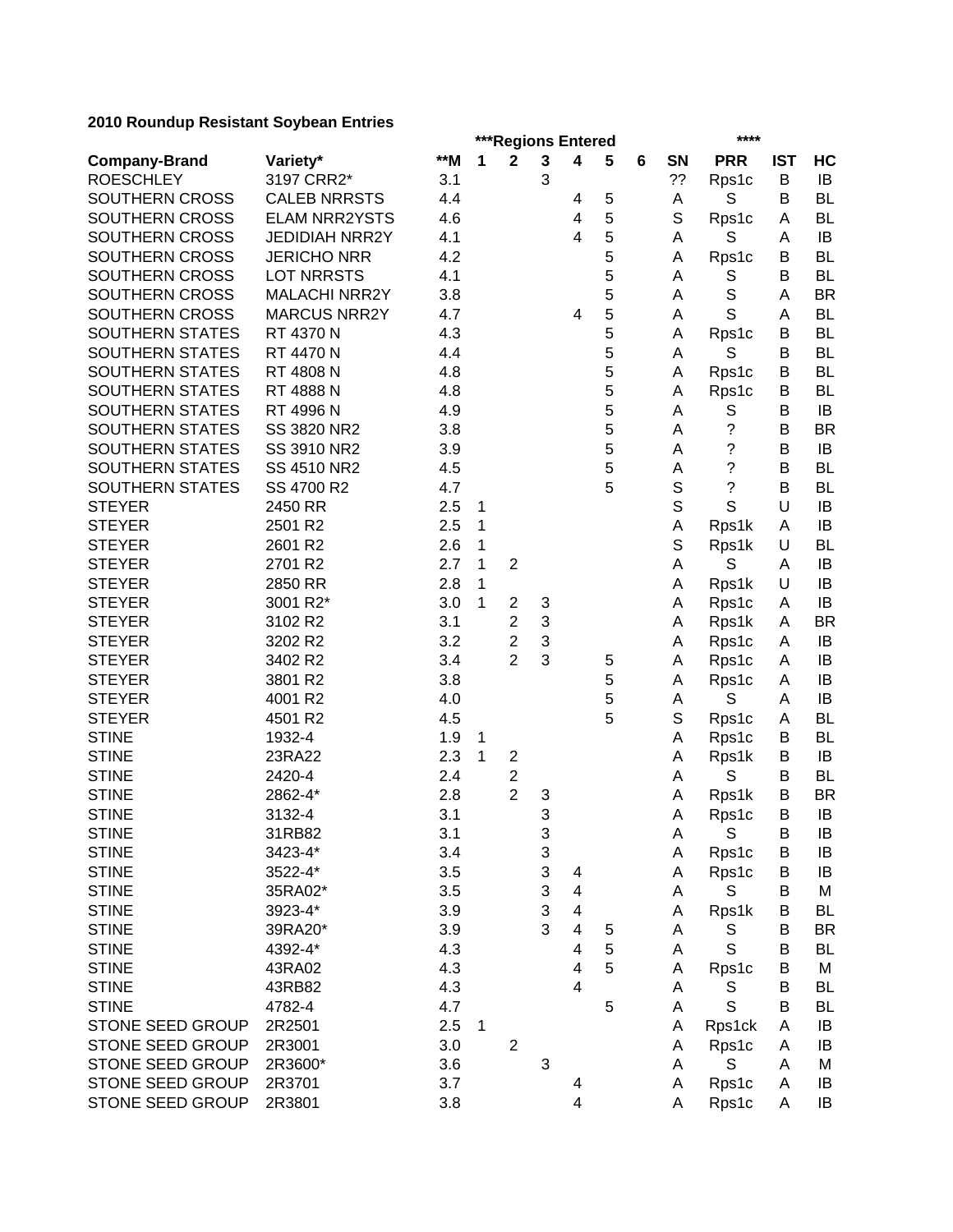**2010 Roundup Resistant Soybean Entries**

| | | | ***Regions Entered | | | | | | | **** | | |
|---|---|---|---|---|---|---|---|---|---|---|---|---|
| **Company-Brand** | **Variety*** | **\*\*M** | **1** | **2** | **3** | **4** | **5** | **6** | **SN** | **PRR** | **IST** | **HC** |
| ROESCHLEY | 3197 CRR2* | 3.1 | | | 3 | | | | ?? | Rps1c | B | IB |
| SOUTHERN CROSS | CALEB NRRSTS | 4.4 | | | | 4 | 5 | | A | S | B | BL |
| SOUTHERN CROSS | ELAM NRR2YSTS | 4.6 | | | | 4 | 5 | | S | Rps1c | A | BL |
| SOUTHERN CROSS | JEDIDIAH NRR2Y | 4.1 | | | | 4 | 5 | | A | S | A | IB |
| SOUTHERN CROSS | JERICHO NRR | 4.2 | | | | | 5 | | A | Rps1c | B | BL |
| SOUTHERN CROSS | LOT NRRSTS | 4.1 | | | | | 5 | | A | S | B | BL |
| SOUTHERN CROSS | MALACHI NRR2Y | 3.8 | | | | | 5 | | A | S | A | BR |
| SOUTHERN CROSS | MARCUS NRR2Y | 4.7 | | | | 4 | 5 | | A | S | A | BL |
| SOUTHERN STATES | RT 4370 N | 4.3 | | | | | 5 | | A | Rps1c | B | BL |
| SOUTHERN STATES | RT 4470 N | 4.4 | | | | | 5 | | A | S | B | BL |
| SOUTHERN STATES | RT 4808 N | 4.8 | | | | | 5 | | A | Rps1c | B | BL |
| SOUTHERN STATES | RT 4888 N | 4.8 | | | | | 5 | | A | Rps1c | B | BL |
| SOUTHERN STATES | RT 4996 N | 4.9 | | | | | 5 | | A | S | B | IB |
| SOUTHERN STATES | SS 3820 NR2 | 3.8 | | | | | 5 | | A | ? | B | BR |
| SOUTHERN STATES | SS 3910 NR2 | 3.9 | | | | | 5 | | A | ? | B | IB |
| SOUTHERN STATES | SS 4510 NR2 | 4.5 | | | | | 5 | | A | ? | B | BL |
| SOUTHERN STATES | SS 4700 R2 | 4.7 | | | | | 5 | | S | ? | B | BL |
| STEYER | 2450 RR | 2.5 | 1 | | | | | | S | S | U | IB |
| STEYER | 2501 R2 | 2.5 | 1 | | | | | | A | Rps1k | A | IB |
| STEYER | 2601 R2 | 2.6 | 1 | | | | | | S | Rps1k | U | BL |
| STEYER | 2701 R2 | 2.7 | 1 | 2 | | | | | A | S | A | IB |
| STEYER | 2850 RR | 2.8 | 1 | | | | | | A | Rps1k | U | IB |
| STEYER | 3001 R2* | 3.0 | 1 | 2 | 3 | | | | A | Rps1c | A | IB |
| STEYER | 3102 R2 | 3.1 | | 2 | 3 | | | | A | Rps1k | A | BR |
| STEYER | 3202 R2 | 3.2 | | 2 | 3 | | | | A | Rps1c | A | IB |
| STEYER | 3402 R2 | 3.4 | | 2 | 3 | | 5 | | A | Rps1c | A | IB |
| STEYER | 3801 R2 | 3.8 | | | | | 5 | | A | Rps1c | A | IB |
| STEYER | 4001 R2 | 4.0 | | | | | 5 | | A | S | A | IB |
| STEYER | 4501 R2 | 4.5 | | | | | 5 | | S | Rps1c | A | BL |
| STINE | 1932-4 | 1.9 | 1 | | | | | | A | Rps1c | B | BL |
| STINE | 23RA22 | 2.3 | 1 | 2 | | | | | A | Rps1k | B | IB |
| STINE | 2420-4 | 2.4 | | 2 | | | | | A | S | B | BL |
| STINE | 2862-4* | 2.8 | | 2 | 3 | | | | A | Rps1k | B | BR |
| STINE | 3132-4 | 3.1 | | | 3 | | | | A | Rps1c | B | IB |
| STINE | 31RB82 | 3.1 | | | 3 | | | | A | S | B | IB |
| STINE | 3423-4* | 3.4 | | | 3 | | | | A | Rps1c | B | IB |
| STINE | 3522-4* | 3.5 | | | 3 | 4 | | | A | Rps1c | B | IB |
| STINE | 35RA02* | 3.5 | | | 3 | 4 | | | A | S | B | M |
| STINE | 3923-4* | 3.9 | | | 3 | 4 | | | A | Rps1k | B | BL |
| STINE | 39RA20* | 3.9 | | | 3 | 4 | 5 | | A | S | B | BR |
| STINE | 4392-4* | 4.3 | | | | 4 | 5 | | A | S | B | BL |
| STINE | 43RA02 | 4.3 | | | | 4 | 5 | | A | Rps1c | B | M |
| STINE | 43RB82 | 4.3 | | | | 4 | | | A | S | B | BL |
| STINE | 4782-4 | 4.7 | | | | | 5 | | A | S | B | BL |
| STONE SEED GROUP | 2R2501 | 2.5 | 1 | | | | | | A | Rps1ck | A | IB |
| STONE SEED GROUP | 2R3001 | 3.0 | | 2 | | | | | A | Rps1c | A | IB |
| STONE SEED GROUP | 2R3600* | 3.6 | | | 3 | | | | A | S | A | M |
| STONE SEED GROUP | 2R3701 | 3.7 | | | | 4 | | | A | Rps1c | A | IB |
| STONE SEED GROUP | 2R3801 | 3.8 | | | | 4 | | | A | Rps1c | A | IB |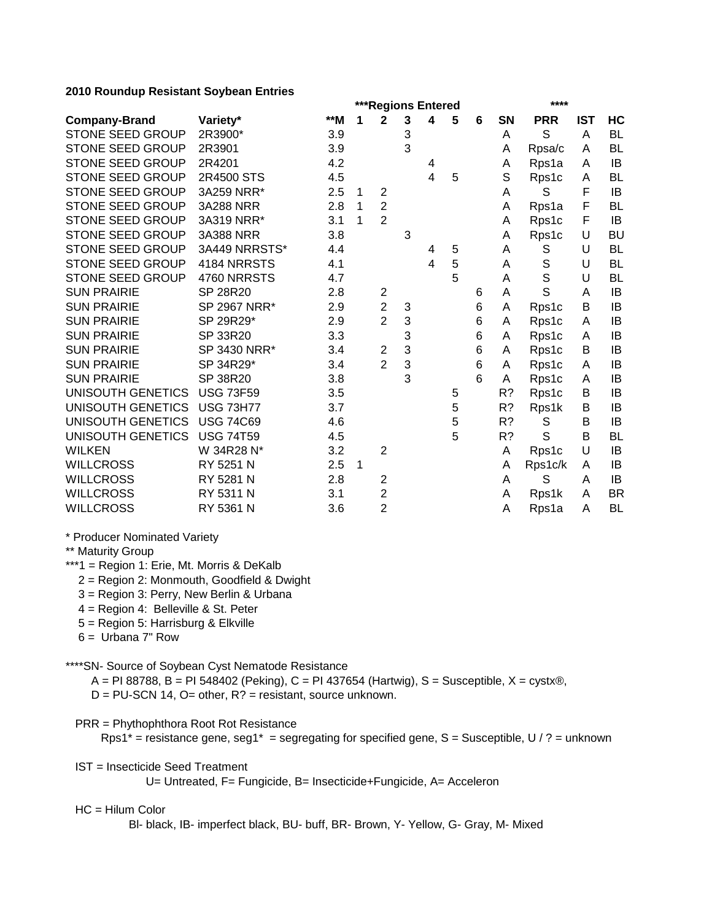**2010 Roundup Resistant Soybean Entries**

| | | | ***Regions Entered | | | | | | **** | | | |
|---|---|---|---|---|---|---|---|---|---|---|---|---|
| **Company-Brand** | **Variety*** | **M | **1** | **2** | **3** | **4** | **5** | **6** | **SN** | **PRR** | **IST** | **HC** |
| STONE SEED GROUP | 2R3900* | 3.9 | | | 3 | | | | A | S | A | BL |
| STONE SEED GROUP | 2R3901 | 3.9 | | | 3 | | | | A | Rpsa/c | A | BL |
| STONE SEED GROUP | 2R4201 | 4.2 | | | | 4 | | | A | Rps1a | A | IB |
| STONE SEED GROUP | 2R4500 STS | 4.5 | | | | 4 | 5 | | S | Rps1c | A | BL |
| STONE SEED GROUP | 3A259 NRR* | 2.5 | 1 | 2 | | | | | A | S | F | IB |
| STONE SEED GROUP | 3A288 NRR | 2.8 | 1 | 2 | | | | | A | Rps1a | F | BL |
| STONE SEED GROUP | 3A319 NRR* | 3.1 | 1 | 2 | | | | | A | Rps1c | F | IB |
| STONE SEED GROUP | 3A388 NRR | 3.8 | | | 3 | | | | A | Rps1c | U | BU |
| STONE SEED GROUP | 3A449 NRRSTS* | 4.4 | | | | 4 | 5 | | A | S | U | BL |
| STONE SEED GROUP | 4184 NRRSTS | 4.1 | | | | 4 | 5 | | A | S | U | BL |
| STONE SEED GROUP | 4760 NRRSTS | 4.7 | | | | | 5 | | A | S | U | BL |
| SUN PRAIRIE | SP 28R20 | 2.8 | | 2 | | | | 6 | A | S | A | IB |
| SUN PRAIRIE | SP 2967 NRR* | 2.9 | | 2 | 3 | | | 6 | A | Rps1c | B | IB |
| SUN PRAIRIE | SP 29R29* | 2.9 | | 2 | 3 | | | 6 | A | Rps1c | A | IB |
| SUN PRAIRIE | SP 33R20 | 3.3 | | | 3 | | | 6 | A | Rps1c | A | IB |
| SUN PRAIRIE | SP 3430 NRR* | 3.4 | | 2 | 3 | | | 6 | A | Rps1c | B | IB |
| SUN PRAIRIE | SP 34R29* | 3.4 | | 2 | 3 | | | 6 | A | Rps1c | A | IB |
| SUN PRAIRIE | SP 38R20 | 3.8 | | | 3 | | | 6 | A | Rps1c | A | IB |
| UNISOUTH GENETICS | USG 73F59 | 3.5 | | | | | 5 | | R? | Rps1c | B | IB |
| UNISOUTH GENETICS | USG 73H77 | 3.7 | | | | | 5 | | R? | Rps1k | B | IB |
| UNISOUTH GENETICS | USG 74C69 | 4.6 | | | | | 5 | | R? | S | B | IB |
| UNISOUTH GENETICS | USG 74T59 | 4.5 | | | | | 5 | | R? | S | B | BL |
| WILKEN | W 34R28 N* | 3.2 | | 2 | | | | | A | Rps1c | U | IB |
| WILLCROSS | RY 5251 N | 2.5 | 1 | | | | | | A | Rps1c/k | A | IB |
| WILLCROSS | RY 5281 N | 2.8 | | 2 | | | | | A | S | A | IB |
| WILLCROSS | RY 5311 N | 3.1 | | 2 | | | | | A | Rps1k | A | BR |
| WILLCROSS | RY 5361 N | 3.6 | | 2 | | | | | A | Rps1a | A | BL |

\* Producer Nominated Variety

** Maturity Group

***1 = Region 1: Erie, Mt. Morris & DeKalb
2 = Region 2: Monmouth, Goodfield & Dwight
3 = Region 3: Perry, New Berlin & Urbana
4 = Region 4: Belleville & St. Peter
5 = Region 5: Harrisburg & Elkville
6 = Urbana 7" Row

****SN- Source of Soybean Cyst Nematode Resistance
A = PI 88788, B = PI 548402 (Peking), C = PI 437654 (Hartwig), S = Susceptible, X = cystx®,
D = PU-SCN 14, O= other, R? = resistant, source unknown.

PRR = Phythophthora Root Rot Resistance
Rps1* = resistance gene, seg1* = segregating for specified gene, S = Susceptible, U / ? = unknown

IST = Insecticide Seed Treatment
U= Untreated, F= Fungicide, B= Insecticide+Fungicide, A= Acceleron

HC = Hilum Color
Bl- black, IB- imperfect black, BU- buff, BR- Brown, Y- Yellow, G- Gray, M- Mixed